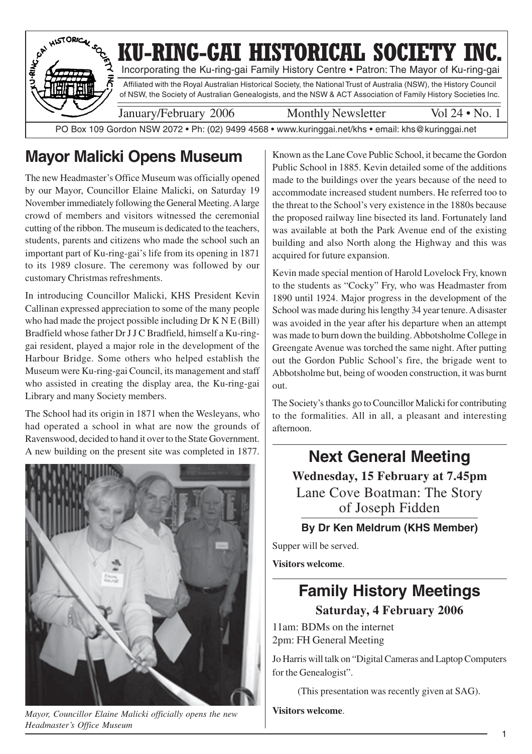# KU-RING-GAI HISTORICAL SOCIETY INC.

Incorporating the Ku-ring-gai Family History Centre • Patron: The Mayor of Ku-ring-gai

Affiliated with the Royal Australian Historical Society, the National Trust of Australia (NSW), the History Council of NSW, the Society of Australian Genealogists, and the NSW & ACT Association of Family History Societies Inc.

January/February 2006 — Monthly Newsletter — Vol 24 • No. 1

PO Box 109 Gordon NSW 2072 • Ph: (02) 9499 4568 • www.kuringgai.net/khs • email: khs@kuringgai.net

## Mayor Malicki Opens Museum

The new Headmaster's Office Museum was officially opened by our Mayor, Councillor Elaine Malicki, on Saturday 19 November immediately following the General Meeting. A large crowd of members and visitors witnessed the ceremonial cutting of the ribbon. The museum is dedicated to the teachers, students, parents and citizens who made the school such an important part of Ku-ring-gai's life from its opening in 1871 to its 1989 closure. The ceremony was followed by our customary Christmas refreshments.

In introducing Councillor Malicki, KHS President Kevin Callinan expressed appreciation to some of the many people who had made the project possible including Dr K N E (Bill) Bradfield whose father Dr J J C Bradfield, himself a Ku-ring-gai resident, played a major role in the development of the Harbour Bridge. Some others who helped establish the Museum were Ku-ring-gai Council, its management and staff who assisted in creating the display area, the Ku-ring-gai Library and many Society members.

The School had its origin in 1871 when the Wesleyans, who had operated a school in what are now the grounds of Ravenswood, decided to hand it over to the State Government. A new building on the present site was completed in 1877.

*Mayor, Councillor Elaine Malicki officially opens the new Headmaster's Office Museum*

Known as the Lane Cove Public School, it became the Gordon Public School in 1885. Kevin detailed some of the additions made to the buildings over the years because of the need to accommodate increased student numbers. He referred too to the threat to the School's very existence in the 1880s because the proposed railway line bisected its land. Fortunately land was available at both the Park Avenue end of the existing building and also North along the Highway and this was acquired for future expansion.

Kevin made special mention of Harold Lovelock Fry, known to the students as "Cocky" Fry, who was Headmaster from 1890 until 1924. Major progress in the development of the School was made during his lengthy 34 year tenure. A disaster was avoided in the year after his departure when an attempt was made to burn down the building. Abbotsholme College in Greengate Avenue was torched the same night. After putting out the Gordon Public School's fire, the brigade went to Abbotsholme but, being of wooden construction, it was burnt out.

The Society's thanks go to Councillor Malicki for contributing to the formalities. All in all, a pleasant and interesting afternoon.

## Next General Meeting

**Wednesday, 15 February at 7.45pm**

Lane Cove Boatman: The Story of Joseph Fidden

**By Dr Ken Meldrum (KHS Member)**

Supper will be served.

**Visitors welcome**.

## Family History Meetings

**Saturday, 4 February 2006**

11am: BDMs on the internet
2pm: FH General Meeting

Jo Harris will talk on "Digital Cameras and Laptop Computers for the Genealogist".

(This presentation was recently given at SAG).

**Visitors welcome**.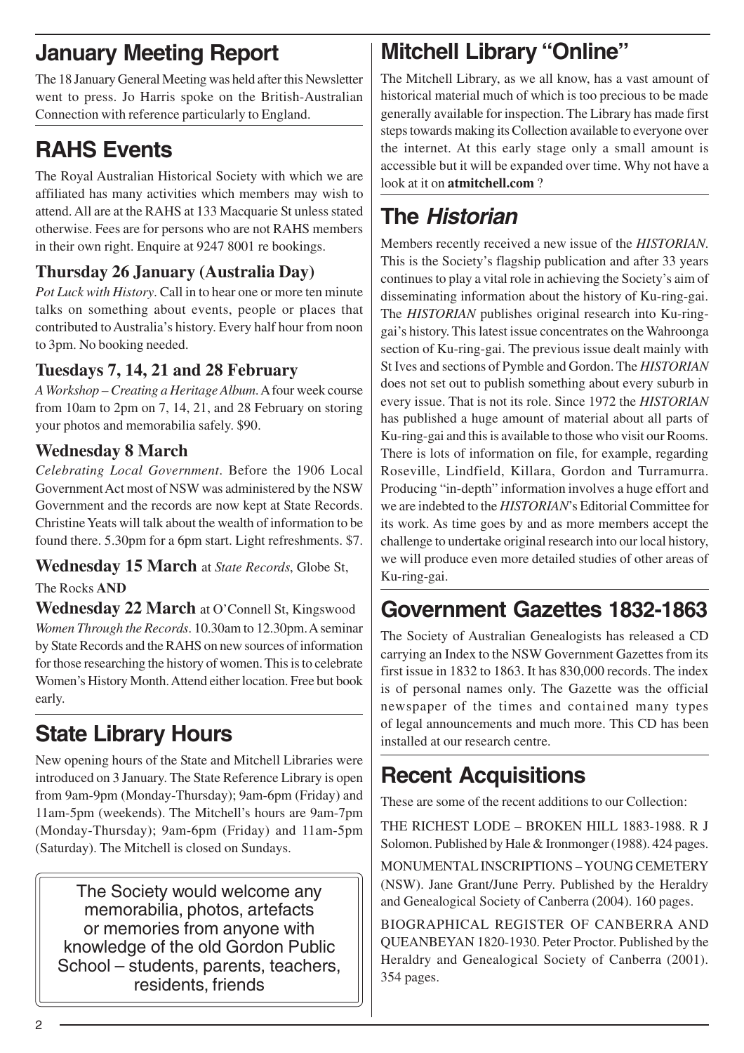## January Meeting Report

The 18 January General Meeting was held after this Newsletter went to press. Jo Harris spoke on the British-Australian Connection with reference particularly to England.

## RAHS Events

The Royal Australian Historical Society with which we are affiliated has many activities which members may wish to attend. All are at the RAHS at 133 Macquarie St unless stated otherwise. Fees are for persons who are not RAHS members in their own right. Enquire at 9247 8001 re bookings.

### Thursday 26 January (Australia Day)

*Pot Luck with History*. Call in to hear one or more ten minute talks on something about events, people or places that contributed to Australia's history. Every half hour from noon to 3pm. No booking needed.

### Tuesdays 7, 14, 21 and 28 February

*A Workshop – Creating a Heritage Album*. A four week course from 10am to 2pm on 7, 14, 21, and 28 February on storing your photos and memorabilia safely. $90.

### Wednesday 8 March

*Celebrating Local Government*. Before the 1906 Local Government Act most of NSW was administered by the NSW Government and the records are now kept at State Records. Christine Yeats will talk about the wealth of information to be found there. 5.30pm for a 6pm start. Light refreshments. $7.

**Wednesday 15 March** at *State Records*, Globe St, The Rocks **AND**

**Wednesday 22 March** at O'Connell St, Kingswood

*Women Through the Records*. 10.30am to 12.30pm. A seminar by State Records and the RAHS on new sources of information for those researching the history of women. This is to celebrate Women's History Month. Attend either location. Free but book early.

## State Library Hours

New opening hours of the State and Mitchell Libraries were introduced on 3 January. The State Reference Library is open from 9am-9pm (Monday-Thursday); 9am-6pm (Friday) and 11am-5pm (weekends). The Mitchell's hours are 9am-7pm (Monday-Thursday); 9am-6pm (Friday) and 11am-5pm (Saturday). The Mitchell is closed on Sundays.

The Society would welcome any memorabilia, photos, artefacts or memories from anyone with knowledge of the old Gordon Public School – students, parents, teachers, residents, friends

## Mitchell Library "Online"

The Mitchell Library, as we all know, has a vast amount of historical material much of which is too precious to be made generally available for inspection. The Library has made first steps towards making its Collection available to everyone over the internet. At this early stage only a small amount is accessible but it will be expanded over time. Why not have a look at it on **atmitchell.com** ?

## The *Historian*

Members recently received a new issue of the *HISTORIAN*. This is the Society's flagship publication and after 33 years continues to play a vital role in achieving the Society's aim of disseminating information about the history of Ku-ring-gai. The *HISTORIAN* publishes original research into Ku-ring-gai's history. This latest issue concentrates on the Wahroonga section of Ku-ring-gai. The previous issue dealt mainly with St Ives and sections of Pymble and Gordon. The *HISTORIAN* does not set out to publish something about every suburb in every issue. That is not its role. Since 1972 the *HISTORIAN* has published a huge amount of material about all parts of Ku-ring-gai and this is available to those who visit our Rooms. There is lots of information on file, for example, regarding Roseville, Lindfield, Killara, Gordon and Turramurra. Producing "in-depth" information involves a huge effort and we are indebted to the *HISTORIAN*'s Editorial Committee for its work. As time goes by and as more members accept the challenge to undertake original research into our local history, we will produce even more detailed studies of other areas of Ku-ring-gai.

## Government Gazettes 1832-1863

The Society of Australian Genealogists has released a CD carrying an Index to the NSW Government Gazettes from its first issue in 1832 to 1863. It has 830,000 records. The index is of personal names only. The Gazette was the official newspaper of the times and contained many types of legal announcements and much more. This CD has been installed at our research centre.

## Recent Acquisitions

These are some of the recent additions to our Collection:

THE RICHEST LODE – BROKEN HILL 1883-1988. R J Solomon. Published by Hale & Ironmonger (1988). 424 pages.

MONUMENTAL INSCRIPTIONS – YOUNG CEMETERY (NSW). Jane Grant/June Perry. Published by the Heraldry and Genealogical Society of Canberra (2004). 160 pages.

BIOGRAPHICAL REGISTER OF CANBERRA AND QUEANBEYAN 1820-1930. Peter Proctor. Published by the Heraldry and Genealogical Society of Canberra (2001). 354 pages.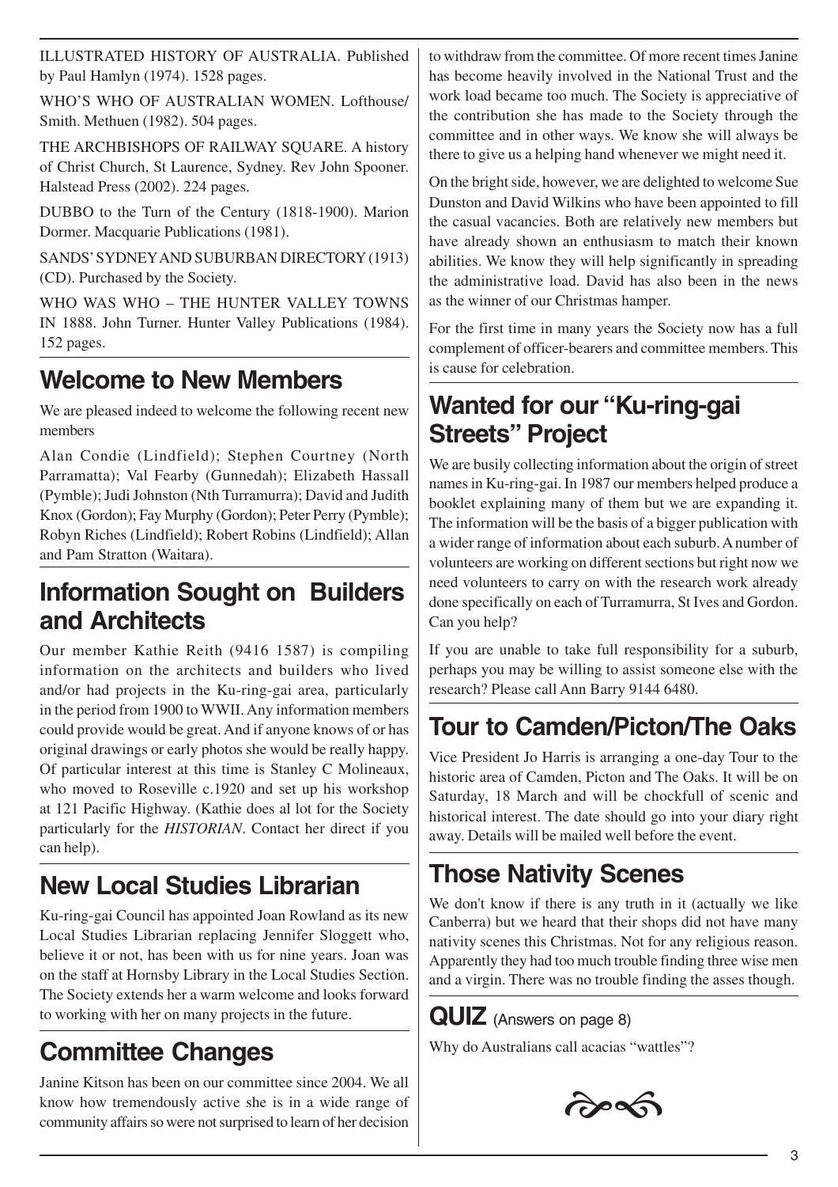ILLUSTRATED HISTORY OF AUSTRALIA. Published by Paul Hamlyn (1974). 1528 pages.

WHO'S WHO OF AUSTRALIAN WOMEN. Lofthouse/Smith. Methuen (1982). 504 pages.

THE ARCHBISHOPS OF RAILWAY SQUARE. A history of Christ Church, St Laurence, Sydney. Rev John Spooner. Halstead Press (2002). 224 pages.

DUBBO to the Turn of the Century (1818-1900). Marion Dormer. Macquarie Publications (1981).

SANDS' SYDNEY AND SUBURBAN DIRECTORY (1913) (CD). Purchased by the Society.

WHO WAS WHO – THE HUNTER VALLEY TOWNS IN 1888. John Turner. Hunter Valley Publications (1984). 152 pages.

## Welcome to New Members

We are pleased indeed to welcome the following recent new members

Alan Condie (Lindfield); Stephen Courtney (North Parramatta); Val Fearby (Gunnedah); Elizabeth Hassall (Pymble); Judi Johnston (Nth Turramurra); David and Judith Knox (Gordon); Fay Murphy (Gordon); Peter Perry (Pymble); Robyn Riches (Lindfield); Robert Robins (Lindfield); Allan and Pam Stratton (Waitara).

## Information Sought on Builders and Architects

Our member Kathie Reith (9416 1587) is compiling information on the architects and builders who lived and/or had projects in the Ku-ring-gai area, particularly in the period from 1900 to WWII. Any information members could provide would be great. And if anyone knows of or has original drawings or early photos she would be really happy. Of particular interest at this time is Stanley C Molineaux, who moved to Roseville c.1920 and set up his workshop at 121 Pacific Highway. (Kathie does al lot for the Society particularly for the *HISTORIAN*. Contact her direct if you can help).

## New Local Studies Librarian

Ku-ring-gai Council has appointed Joan Rowland as its new Local Studies Librarian replacing Jennifer Sloggett who, believe it or not, has been with us for nine years. Joan was on the staff at Hornsby Library in the Local Studies Section. The Society extends her a warm welcome and looks forward to working with her on many projects in the future.

## Committee Changes

Janine Kitson has been on our committee since 2004. We all know how tremendously active she is in a wide range of community affairs so were not surprised to learn of her decision to withdraw from the committee. Of more recent times Janine has become heavily involved in the National Trust and the work load became too much. The Society is appreciative of the contribution she has made to the Society through the committee and in other ways. We know she will always be there to give us a helping hand whenever we might need it.

On the bright side, however, we are delighted to welcome Sue Dunston and David Wilkins who have been appointed to fill the casual vacancies. Both are relatively new members but have already shown an enthusiasm to match their known abilities. We know they will help significantly in spreading the administrative load. David has also been in the news as the winner of our Christmas hamper.

For the first time in many years the Society now has a full complement of officer-bearers and committee members. This is cause for celebration.

## Wanted for our "Ku-ring-gai Streets" Project

We are busily collecting information about the origin of street names in Ku-ring-gai. In 1987 our members helped produce a booklet explaining many of them but we are expanding it. The information will be the basis of a bigger publication with a wider range of information about each suburb. A number of volunteers are working on different sections but right now we need volunteers to carry on with the research work already done specifically on each of Turramurra, St Ives and Gordon. Can you help?

If you are unable to take full responsibility for a suburb, perhaps you may be willing to assist someone else with the research? Please call Ann Barry 9144 6480.

## Tour to Camden/Picton/The Oaks

Vice President Jo Harris is arranging a one-day Tour to the historic area of Camden, Picton and The Oaks. It will be on Saturday, 18 March and will be chockfull of scenic and historical interest. The date should go into your diary right away. Details will be mailed well before the event.

## Those Nativity Scenes

We don't know if there is any truth in it (actually we like Canberra) but we heard that their shops did not have many nativity scenes this Christmas. Not for any religious reason. Apparently they had too much trouble finding three wise men and a virgin. There was no trouble finding the asses though.

## QUIZ (Answers on page 8)

Why do Australians call acacias "wattles"?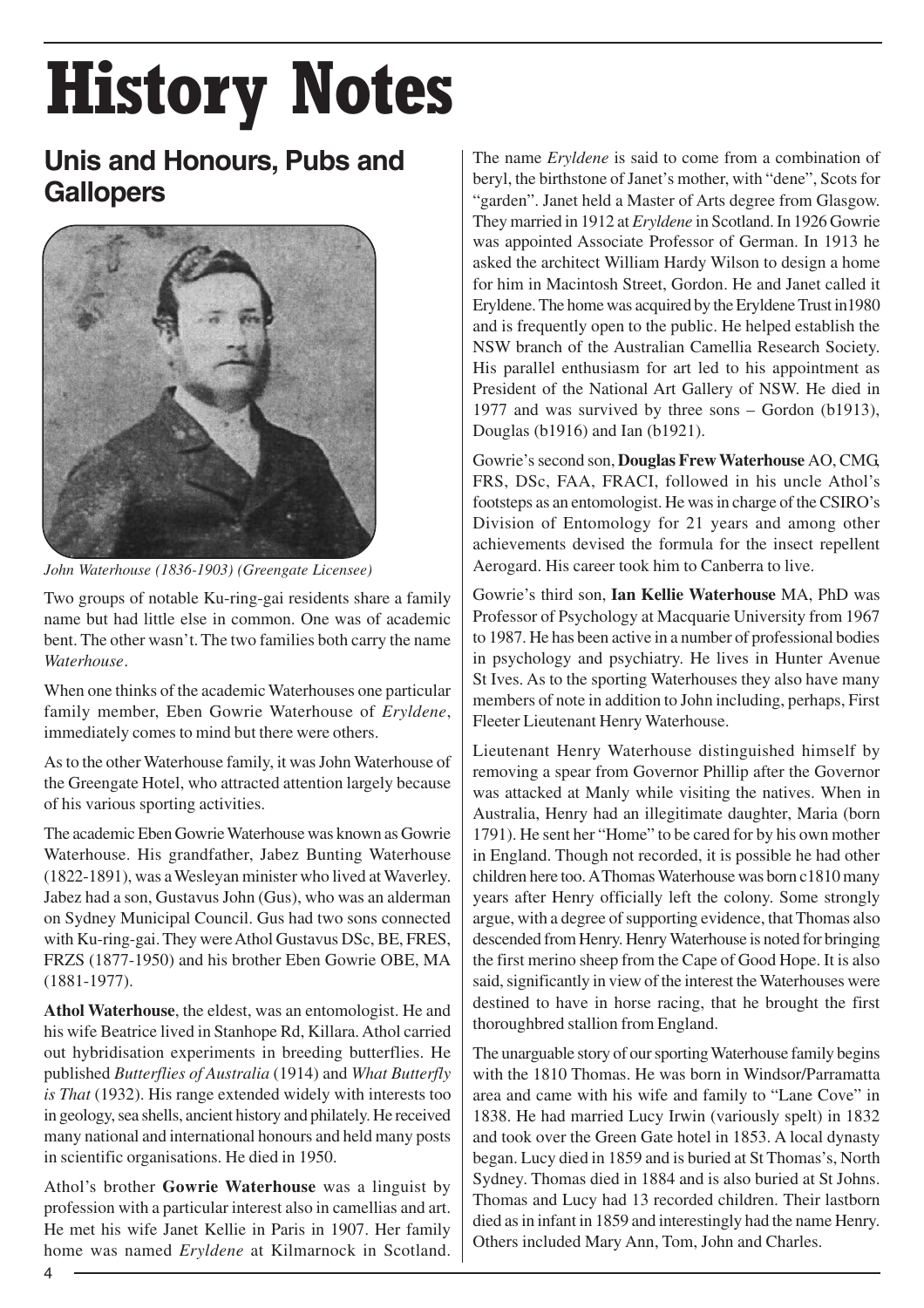# History Notes

## Unis and Honours, Pubs and Gallopers

*John Waterhouse (1836-1903) (Greengate Licensee)*

Two groups of notable Ku-ring-gai residents share a family name but had little else in common. One was of academic bent. The other wasn't. The two families both carry the name *Waterhouse*.

When one thinks of the academic Waterhouses one particular family member, Eben Gowrie Waterhouse of *Eryldene*, immediately comes to mind but there were others.

As to the other Waterhouse family, it was John Waterhouse of the Greengate Hotel, who attracted attention largely because of his various sporting activities.

The academic Eben Gowrie Waterhouse was known as Gowrie Waterhouse. His grandfather, Jabez Bunting Waterhouse (1822-1891), was a Wesleyan minister who lived at Waverley. Jabez had a son, Gustavus John (Gus), who was an alderman on Sydney Municipal Council. Gus had two sons connected with Ku-ring-gai. They were Athol Gustavus DSc, BE, FRES, FRZS (1877-1950) and his brother Eben Gowrie OBE, MA (1881-1977).

**Athol Waterhouse**, the eldest, was an entomologist. He and his wife Beatrice lived in Stanhope Rd, Killara. Athol carried out hybridisation experiments in breeding butterflies. He published *Butterflies of Australia* (1914) and *What Butterfly is That* (1932). His range extended widely with interests too in geology, sea shells, ancient history and philately. He received many national and international honours and held many posts in scientific organisations. He died in 1950.

Athol's brother **Gowrie Waterhouse** was a linguist by profession with a particular interest also in camellias and art. He met his wife Janet Kellie in Paris in 1907. Her family home was named *Eryldene* at Kilmarnock in Scotland. The name *Eryldene* is said to come from a combination of beryl, the birthstone of Janet's mother, with "dene", Scots for "garden". Janet held a Master of Arts degree from Glasgow. They married in 1912 at *Eryldene* in Scotland. In 1926 Gowrie was appointed Associate Professor of German. In 1913 he asked the architect William Hardy Wilson to design a home for him in Macintosh Street, Gordon. He and Janet called it Eryldene. The home was acquired by the Eryldene Trust in1980 and is frequently open to the public. He helped establish the NSW branch of the Australian Camellia Research Society. His parallel enthusiasm for art led to his appointment as President of the National Art Gallery of NSW. He died in 1977 and was survived by three sons – Gordon (b1913), Douglas (b1916) and Ian (b1921).

Gowrie's second son, **Douglas Frew Waterhouse** AO, CMG, FRS, DSc, FAA, FRACI, followed in his uncle Athol's footsteps as an entomologist. He was in charge of the CSIRO's Division of Entomology for 21 years and among other achievements devised the formula for the insect repellent Aerogard. His career took him to Canberra to live.

Gowrie's third son, **Ian Kellie Waterhouse** MA, PhD was Professor of Psychology at Macquarie University from 1967 to 1987. He has been active in a number of professional bodies in psychology and psychiatry. He lives in Hunter Avenue St Ives. As to the sporting Waterhouses they also have many members of note in addition to John including, perhaps, First Fleeter Lieutenant Henry Waterhouse.

Lieutenant Henry Waterhouse distinguished himself by removing a spear from Governor Phillip after the Governor was attacked at Manly while visiting the natives. When in Australia, Henry had an illegitimate daughter, Maria (born 1791). He sent her "Home" to be cared for by his own mother in England. Though not recorded, it is possible he had other children here too. A Thomas Waterhouse was born c1810 many years after Henry officially left the colony. Some strongly argue, with a degree of supporting evidence, that Thomas also descended from Henry. Henry Waterhouse is noted for bringing the first merino sheep from the Cape of Good Hope. It is also said, significantly in view of the interest the Waterhouses were destined to have in horse racing, that he brought the first thoroughbred stallion from England.

The unarguable story of our sporting Waterhouse family begins with the 1810 Thomas. He was born in Windsor/Parramatta area and came with his wife and family to "Lane Cove" in 1838. He had married Lucy Irwin (variously spelt) in 1832 and took over the Green Gate hotel in 1853. A local dynasty began. Lucy died in 1859 and is buried at St Thomas's, North Sydney. Thomas died in 1884 and is also buried at St Johns. Thomas and Lucy had 13 recorded children. Their lastborn died as in infant in 1859 and interestingly had the name Henry. Others included Mary Ann, Tom, John and Charles.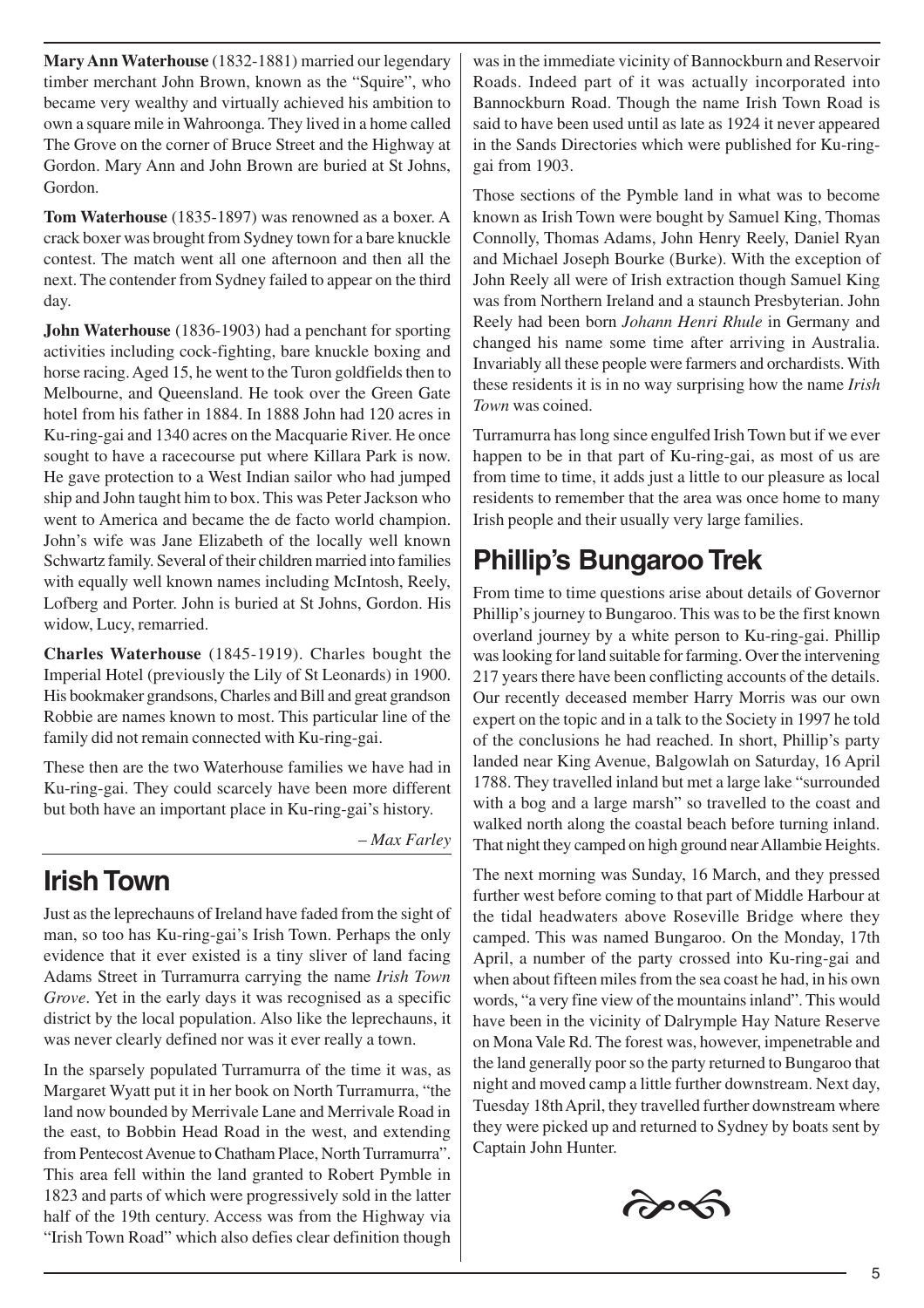**Mary Ann Waterhouse** (1832-1881) married our legendary timber merchant John Brown, known as the "Squire", who became very wealthy and virtually achieved his ambition to own a square mile in Wahroonga. They lived in a home called The Grove on the corner of Bruce Street and the Highway at Gordon. Mary Ann and John Brown are buried at St Johns, Gordon.

**Tom Waterhouse** (1835-1897) was renowned as a boxer. A crack boxer was brought from Sydney town for a bare knuckle contest. The match went all one afternoon and then all the next. The contender from Sydney failed to appear on the third day.

**John Waterhouse** (1836-1903) had a penchant for sporting activities including cock-fighting, bare knuckle boxing and horse racing. Aged 15, he went to the Turon goldfields then to Melbourne, and Queensland. He took over the Green Gate hotel from his father in 1884. In 1888 John had 120 acres in Ku-ring-gai and 1340 acres on the Macquarie River. He once sought to have a racecourse put where Killara Park is now. He gave protection to a West Indian sailor who had jumped ship and John taught him to box. This was Peter Jackson who went to America and became the de facto world champion. John's wife was Jane Elizabeth of the locally well known Schwartz family. Several of their children married into families with equally well known names including McIntosh, Reely, Lofberg and Porter. John is buried at St Johns, Gordon. His widow, Lucy, remarried.

**Charles Waterhouse** (1845-1919). Charles bought the Imperial Hotel (previously the Lily of St Leonards) in 1900. His bookmaker grandsons, Charles and Bill and great grandson Robbie are names known to most. This particular line of the family did not remain connected with Ku-ring-gai.

These then are the two Waterhouse families we have had in Ku-ring-gai. They could scarcely have been more different but both have an important place in Ku-ring-gai's history.

*– Max Farley*

## Irish Town

Just as the leprechauns of Ireland have faded from the sight of man, so too has Ku-ring-gai's Irish Town. Perhaps the only evidence that it ever existed is a tiny sliver of land facing Adams Street in Turramurra carrying the name *Irish Town Grove*. Yet in the early days it was recognised as a specific district by the local population. Also like the leprechauns, it was never clearly defined nor was it ever really a town.

In the sparsely populated Turramurra of the time it was, as Margaret Wyatt put it in her book on North Turramurra, "the land now bounded by Merrivale Lane and Merrivale Road in the east, to Bobbin Head Road in the west, and extending from Pentecost Avenue to Chatham Place, North Turramurra". This area fell within the land granted to Robert Pymble in 1823 and parts of which were progressively sold in the latter half of the 19th century. Access was from the Highway via "Irish Town Road" which also defies clear definition though was in the immediate vicinity of Bannockburn and Reservoir Roads. Indeed part of it was actually incorporated into Bannockburn Road. Though the name Irish Town Road is said to have been used until as late as 1924 it never appeared in the Sands Directories which were published for Ku-ring-gai from 1903.

Those sections of the Pymble land in what was to become known as Irish Town were bought by Samuel King, Thomas Connolly, Thomas Adams, John Henry Reely, Daniel Ryan and Michael Joseph Bourke (Burke). With the exception of John Reely all were of Irish extraction though Samuel King was from Northern Ireland and a staunch Presbyterian. John Reely had been born *Johann Henri Rhule* in Germany and changed his name some time after arriving in Australia. Invariably all these people were farmers and orchardists. With these residents it is in no way surprising how the name *Irish Town* was coined.

Turramurra has long since engulfed Irish Town but if we ever happen to be in that part of Ku-ring-gai, as most of us are from time to time, it adds just a little to our pleasure as local residents to remember that the area was once home to many Irish people and their usually very large families.

## Phillip's Bungaroo Trek

From time to time questions arise about details of Governor Phillip's journey to Bungaroo. This was to be the first known overland journey by a white person to Ku-ring-gai. Phillip was looking for land suitable for farming. Over the intervening 217 years there have been conflicting accounts of the details. Our recently deceased member Harry Morris was our own expert on the topic and in a talk to the Society in 1997 he told of the conclusions he had reached. In short, Phillip's party landed near King Avenue, Balgowlah on Saturday, 16 April 1788. They travelled inland but met a large lake "surrounded with a bog and a large marsh" so travelled to the coast and walked north along the coastal beach before turning inland. That night they camped on high ground near Allambie Heights.

The next morning was Sunday, 16 March, and they pressed further west before coming to that part of Middle Harbour at the tidal headwaters above Roseville Bridge where they camped. This was named Bungaroo. On the Monday, 17th April, a number of the party crossed into Ku-ring-gai and when about fifteen miles from the sea coast he had, in his own words, "a very fine view of the mountains inland". This would have been in the vicinity of Dalrymple Hay Nature Reserve on Mona Vale Rd. The forest was, however, impenetrable and the land generally poor so the party returned to Bungaroo that night and moved camp a little further downstream. Next day, Tuesday 18th April, they travelled further downstream where they were picked up and returned to Sydney by boats sent by Captain John Hunter.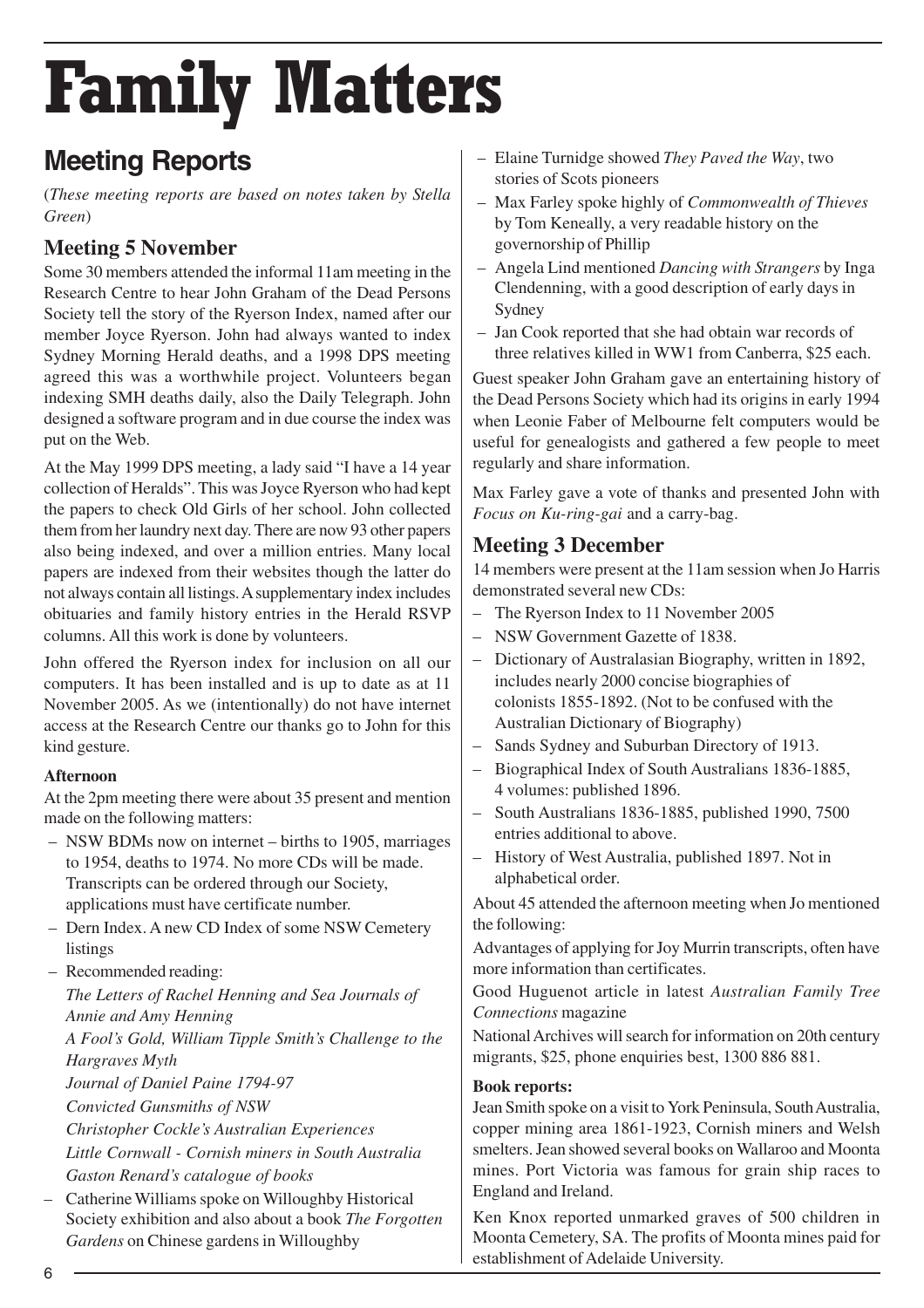# Family Matters

## Meeting Reports

(*These meeting reports are based on notes taken by Stella Green*)

### Meeting 5 November

Some 30 members attended the informal 11am meeting in the Research Centre to hear John Graham of the Dead Persons Society tell the story of the Ryerson Index, named after our member Joyce Ryerson. John had always wanted to index Sydney Morning Herald deaths, and a 1998 DPS meeting agreed this was a worthwhile project. Volunteers began indexing SMH deaths daily, also the Daily Telegraph. John designed a software program and in due course the index was put on the Web.

At the May 1999 DPS meeting, a lady said "I have a 14 year collection of Heralds". This was Joyce Ryerson who had kept the papers to check Old Girls of her school. John collected them from her laundry next day. There are now 93 other papers also being indexed, and over a million entries. Many local papers are indexed from their websites though the latter do not always contain all listings. A supplementary index includes obituaries and family history entries in the Herald RSVP columns. All this work is done by volunteers.

John offered the Ryerson index for inclusion on all our computers. It has been installed and is up to date as at 11 November 2005. As we (intentionally) do not have internet access at the Research Centre our thanks go to John for this kind gesture.

**Afternoon**

At the 2pm meeting there were about 35 present and mention made on the following matters:

- NSW BDMs now on internet – births to 1905, marriages to 1954, deaths to 1974. No more CDs will be made. Transcripts can be ordered through our Society, applications must have certificate number.
- Dern Index. A new CD Index of some NSW Cemetery listings
- Recommended reading:
  *The Letters of Rachel Henning and Sea Journals of Annie and Amy Henning*
  *A Fool's Gold, William Tipple Smith's Challenge to the Hargraves Myth*
  *Journal of Daniel Paine 1794-97*
  *Convicted Gunsmiths of NSW*
  *Christopher Cockle's Australian Experiences*
  *Little Cornwall - Cornish miners in South Australia*
  *Gaston Renard's catalogue of books*
- Catherine Williams spoke on Willoughby Historical Society exhibition and also about a book *The Forgotten Gardens* on Chinese gardens in Willoughby
- Elaine Turnidge showed *They Paved the Way*, two stories of Scots pioneers
- Max Farley spoke highly of *Commonwealth of Thieves* by Tom Keneally, a very readable history on the governorship of Phillip
- Angela Lind mentioned *Dancing with Strangers* by Inga Clendenning, with a good description of early days in Sydney
- Jan Cook reported that she had obtain war records of three relatives killed in WW1 from Canberra, $25 each.

Guest speaker John Graham gave an entertaining history of the Dead Persons Society which had its origins in early 1994 when Leonie Faber of Melbourne felt computers would be useful for genealogists and gathered a few people to meet regularly and share information.

Max Farley gave a vote of thanks and presented John with *Focus on Ku-ring-gai* and a carry-bag.

### Meeting 3 December

14 members were present at the 11am session when Jo Harris demonstrated several new CDs:

- The Ryerson Index to 11 November 2005
- NSW Government Gazette of 1838.
- Dictionary of Australasian Biography, written in 1892, includes nearly 2000 concise biographies of colonists 1855-1892. (Not to be confused with the Australian Dictionary of Biography)
- Sands Sydney and Suburban Directory of 1913.
- Biographical Index of South Australians 1836-1885, 4 volumes: published 1896.
- South Australians 1836-1885, published 1990, 7500 entries additional to above.
- History of West Australia, published 1897. Not in alphabetical order.

About 45 attended the afternoon meeting when Jo mentioned the following:

Advantages of applying for Joy Murrin transcripts, often have more information than certificates.

Good Huguenot article in latest *Australian Family Tree Connections* magazine

National Archives will search for information on 20th century migrants, $25, phone enquiries best, 1300 886 881.

**Book reports:**

Jean Smith spoke on a visit to York Peninsula, South Australia, copper mining area 1861-1923, Cornish miners and Welsh smelters. Jean showed several books on Wallaroo and Moonta mines. Port Victoria was famous for grain ship races to England and Ireland.

Ken Knox reported unmarked graves of 500 children in Moonta Cemetery, SA. The profits of Moonta mines paid for establishment of Adelaide University.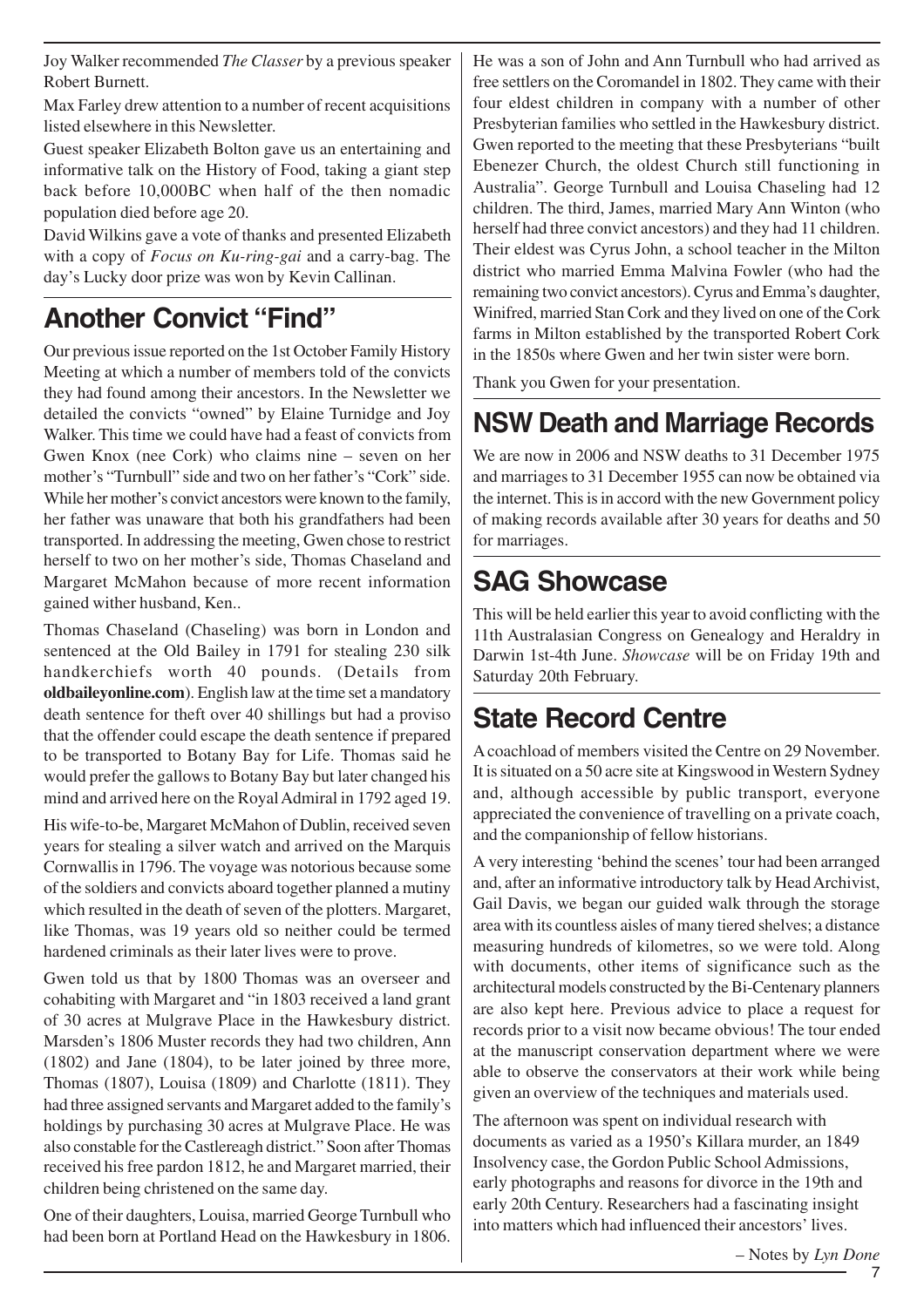Joy Walker recommended *The Classer* by a previous speaker Robert Burnett.

Max Farley drew attention to a number of recent acquisitions listed elsewhere in this Newsletter.

Guest speaker Elizabeth Bolton gave us an entertaining and informative talk on the History of Food, taking a giant step back before 10,000BC when half of the then nomadic population died before age 20.

David Wilkins gave a vote of thanks and presented Elizabeth with a copy of *Focus on Ku-ring-gai* and a carry-bag. The day's Lucky door prize was won by Kevin Callinan.

## Another Convict "Find"

Our previous issue reported on the 1st October Family History Meeting at which a number of members told of the convicts they had found among their ancestors. In the Newsletter we detailed the convicts "owned" by Elaine Turnidge and Joy Walker. This time we could have had a feast of convicts from Gwen Knox (nee Cork) who claims nine – seven on her mother's "Turnbull" side and two on her father's "Cork" side. While her mother's convict ancestors were known to the family, her father was unaware that both his grandfathers had been transported. In addressing the meeting, Gwen chose to restrict herself to two on her mother's side, Thomas Chaseland and Margaret McMahon because of more recent information gained wither husband, Ken..

Thomas Chaseland (Chaseling) was born in London and sentenced at the Old Bailey in 1791 for stealing 230 silk handkerchiefs worth 40 pounds. (Details from **oldbaileyonline.com**). English law at the time set a mandatory death sentence for theft over 40 shillings but had a proviso that the offender could escape the death sentence if prepared to be transported to Botany Bay for Life. Thomas said he would prefer the gallows to Botany Bay but later changed his mind and arrived here on the Royal Admiral in 1792 aged 19.

His wife-to-be, Margaret McMahon of Dublin, received seven years for stealing a silver watch and arrived on the Marquis Cornwallis in 1796. The voyage was notorious because some of the soldiers and convicts aboard together planned a mutiny which resulted in the death of seven of the plotters. Margaret, like Thomas, was 19 years old so neither could be termed hardened criminals as their later lives were to prove.

Gwen told us that by 1800 Thomas was an overseer and cohabiting with Margaret and "in 1803 received a land grant of 30 acres at Mulgrave Place in the Hawkesbury district. Marsden's 1806 Muster records they had two children, Ann (1802) and Jane (1804), to be later joined by three more, Thomas (1807), Louisa (1809) and Charlotte (1811). They had three assigned servants and Margaret added to the family's holdings by purchasing 30 acres at Mulgrave Place. He was also constable for the Castlereagh district." Soon after Thomas received his free pardon 1812, he and Margaret married, their children being christened on the same day.

One of their daughters, Louisa, married George Turnbull who had been born at Portland Head on the Hawkesbury in 1806. He was a son of John and Ann Turnbull who had arrived as free settlers on the Coromandel in 1802. They came with their four eldest children in company with a number of other Presbyterian families who settled in the Hawkesbury district. Gwen reported to the meeting that these Presbyterians "built Ebenezer Church, the oldest Church still functioning in Australia". George Turnbull and Louisa Chaseling had 12 children. The third, James, married Mary Ann Winton (who herself had three convict ancestors) and they had 11 children. Their eldest was Cyrus John, a school teacher in the Milton district who married Emma Malvina Fowler (who had the remaining two convict ancestors). Cyrus and Emma's daughter, Winifred, married Stan Cork and they lived on one of the Cork farms in Milton established by the transported Robert Cork in the 1850s where Gwen and her twin sister were born.

Thank you Gwen for your presentation.

## NSW Death and Marriage Records

We are now in 2006 and NSW deaths to 31 December 1975 and marriages to 31 December 1955 can now be obtained via the internet. This is in accord with the new Government policy of making records available after 30 years for deaths and 50 for marriages.

## SAG Showcase

This will be held earlier this year to avoid conflicting with the 11th Australasian Congress on Genealogy and Heraldry in Darwin 1st-4th June. *Showcase* will be on Friday 19th and Saturday 20th February.

## State Record Centre

A coachload of members visited the Centre on 29 November. It is situated on a 50 acre site at Kingswood in Western Sydney and, although accessible by public transport, everyone appreciated the convenience of travelling on a private coach, and the companionship of fellow historians.

A very interesting 'behind the scenes' tour had been arranged and, after an informative introductory talk by Head Archivist, Gail Davis, we began our guided walk through the storage area with its countless aisles of many tiered shelves; a distance measuring hundreds of kilometres, so we were told. Along with documents, other items of significance such as the architectural models constructed by the Bi-Centenary planners are also kept here. Previous advice to place a request for records prior to a visit now became obvious! The tour ended at the manuscript conservation department where we were able to observe the conservators at their work while being given an overview of the techniques and materials used.

The afternoon was spent on individual research with documents as varied as a 1950's Killara murder, an 1849 Insolvency case, the Gordon Public School Admissions, early photographs and reasons for divorce in the 19th and early 20th Century. Researchers had a fascinating insight into matters which had influenced their ancestors' lives.

– Notes by *Lyn Done*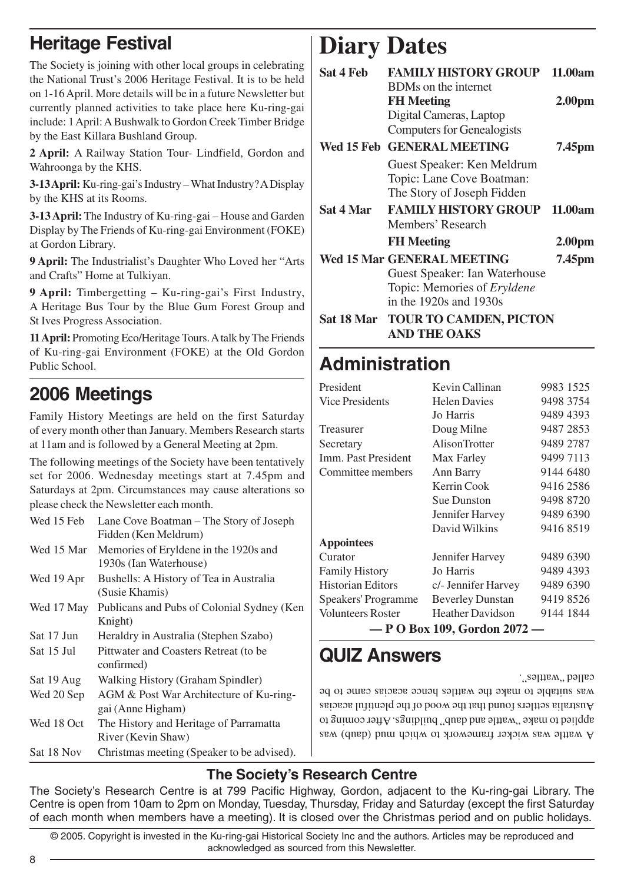## Heritage Festival

The Society is joining with other local groups in celebrating the National Trust's 2006 Heritage Festival. It is to be held on 1-16 April. More details will be in a future Newsletter but currently planned activities to take place here Ku-ring-gai include: 1 April: A Bushwalk to Gordon Creek Timber Bridge by the East Killara Bushland Group.

**2 April:** A Railway Station Tour- Lindfield, Gordon and Wahroonga by the KHS.

**3-13 April:** Ku-ring-gai's Industry – What Industry? A Display by the KHS at its Rooms.

**3-13 April:** The Industry of Ku-ring-gai – House and Garden Display by The Friends of Ku-ring-gai Environment (FOKE) at Gordon Library.

**9 April:** The Industrialist's Daughter Who Loved her "Arts and Crafts" Home at Tulkiyan.

**9 April:** Timbergetting – Ku-ring-gai's First Industry, A Heritage Bus Tour by the Blue Gum Forest Group and St Ives Progress Association.

**11 April:** Promoting Eco/Heritage Tours. A talk by The Friends of Ku-ring-gai Environment (FOKE) at the Old Gordon Public School.

## 2006 Meetings

Family History Meetings are held on the first Saturday of every month other than January. Members Research starts at 11am and is followed by a General Meeting at 2pm.

The following meetings of the Society have been tentatively set for 2006. Wednesday meetings start at 7.45pm and Saturdays at 2pm. Circumstances may cause alterations so please check the Newsletter each month.

| | |
|---|---|
| Wed 15 Feb | Lane Cove Boatman – The Story of Joseph Fidden (Ken Meldrum) |
| Wed 15 Mar | Memories of Eryldene in the 1920s and 1930s (Ian Waterhouse) |
| Wed 19 Apr | Bushells: A History of Tea in Australia (Susie Khamis) |
| Wed 17 May | Publicans and Pubs of Colonial Sydney (Ken Knight) |
| Sat 17 Jun | Heraldry in Australia (Stephen Szabo) |
| Sat 15 Jul | Pittwater and Coasters Retreat (to be confirmed) |
| Sat 19 Aug | Walking History (Graham Spindler) |
| Wed 20 Sep | AGM & Post War Architecture of Ku-ring-gai (Anne Higham) |
| Wed 18 Oct | The History and Heritage of Parramatta River (Kevin Shaw) |
| Sat 18 Nov | Christmas meeting (Speaker to be advised). |

# Diary Dates

| | | |
|---|---|---|
| **Sat 4 Feb** | **FAMILY HISTORY GROUP** BDMs on the internet | **11.00am** |
| | **FH Meeting** Digital Cameras, Laptop Computers for Genealogists | **2.00pm** |
| **Wed 15 Feb** | **GENERAL MEETING** Guest Speaker: Ken Meldrum Topic: Lane Cove Boatman: The Story of Joseph Fidden | **7.45pm** |
| **Sat 4 Mar** | **FAMILY HISTORY GROUP** Members' Research | **11.00am** |
| | **FH Meeting** | **2.00pm** |
| **Wed 15 Mar** | **GENERAL MEETING** Guest Speaker: Ian Waterhouse Topic: Memories of *Eryldene* in the 1920s and 1930s | **7.45pm** |
| **Sat 18 Mar** | **TOUR TO CAMDEN, PICTON AND THE OAKS** | |

## Administration

| | | |
|---|---|---|
| President | Kevin Callinan | 9983 1525 |
| Vice Presidents | Helen Davies | 9498 3754 |
| | Jo Harris | 9489 4393 |
| Treasurer | Doug Milne | 9487 2853 |
| Secretary | AlisonTrotter | 9489 2787 |
| Imm. Past President | Max Farley | 9499 7113 |
| Committee members | Ann Barry | 9144 6480 |
| | Kerrin Cook | 9416 2586 |
| | Sue Dunston | 9498 8720 |
| | Jennifer Harvey | 9489 6390 |
| | David Wilkins | 9416 8519 |
| **Appointees** | | |
| Curator | Jennifer Harvey | 9489 6390 |
| Family History | Jo Harris | 9489 4393 |
| Historian Editors | c/- Jennifer Harvey | 9489 6390 |
| Speakers' Programme | Beverley Dunstan | 9419 8526 |
| Volunteers Roster | Heather Davidson | 9144 1844 |

**— P O Box 109, Gordon 2072 —**

## QUIZ Answers

A wattle was wicker framework to which mud (daub) was applied to make "wattle and daub" buildings. After coming to Australia settlers found that the wood of the plentiful acacias was suitable to make the wattles hence acacias came to be called "wattles".

### The Society's Research Centre

The Society's Research Centre is at 799 Pacific Highway, Gordon, adjacent to the Ku-ring-gai Library. The Centre is open from 10am to 2pm on Monday, Tuesday, Thursday, Friday and Saturday (except the first Saturday of each month when members have a meeting). It is closed over the Christmas period and on public holidays.

© 2005. Copyright is invested in the Ku-ring-gai Historical Society Inc and the authors. Articles may be reproduced and acknowledged as sourced from this Newsletter.